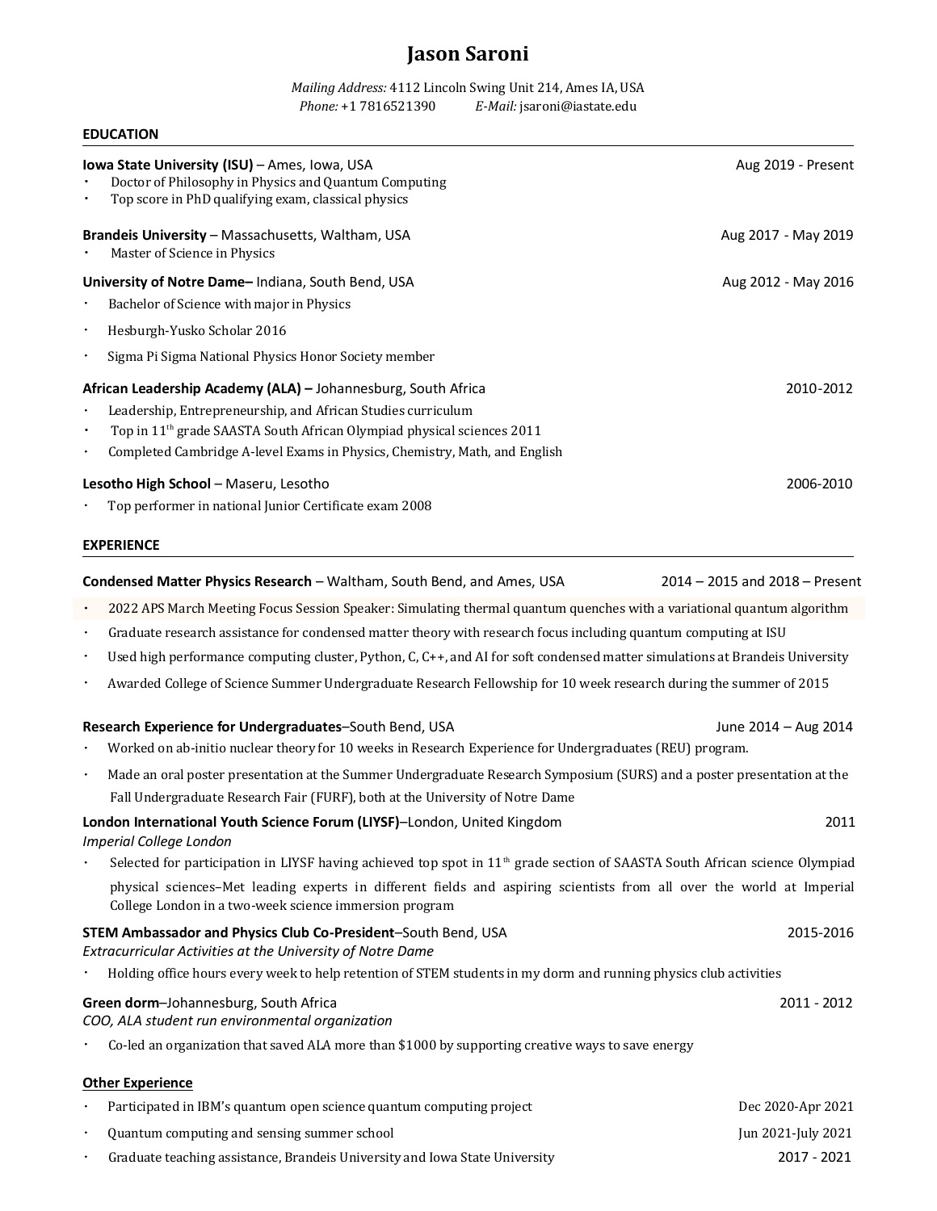# Jason Saroni

*Mailing Address:* 4112 Lincoln Swing Unit 214, Ames IA, USA
*Phone:* +1 7816521390 *E-Mail:* jsaroni@iastate.edu

## EDUCATION

**Iowa State University (ISU)** – Ames, Iowa, USA — Aug 2019 - Present

- Doctor of Philosophy in Physics and Quantum Computing
- Top score in PhD qualifying exam, classical physics

**Brandeis University** – Massachusetts, Waltham, USA — Aug 2017 - May 2019

- Master of Science in Physics

**University of Notre Dame–** Indiana, South Bend, USA — Aug 2012 - May 2016

- Bachelor of Science with major in Physics
- Hesburgh-Yusko Scholar 2016
- Sigma Pi Sigma National Physics Honor Society member

**African Leadership Academy (ALA) –** Johannesburg, South Africa — 2010-2012

- Leadership, Entrepreneurship, and African Studies curriculum
- Top in 11th grade SAASTA South African Olympiad physical sciences 2011
- Completed Cambridge A-level Exams in Physics, Chemistry, Math, and English

**Lesotho High School** – Maseru, Lesotho — 2006-2010

- Top performer in national Junior Certificate exam 2008

## EXPERIENCE

**Condensed Matter Physics Research** – Waltham, South Bend, and Ames, USA — 2014 – 2015 and 2018 – Present

- 2022 APS March Meeting Focus Session Speaker: Simulating thermal quantum quenches with a variational quantum algorithm
- Graduate research assistance for condensed matter theory with research focus including quantum computing at ISU
- Used high performance computing cluster, Python, C, C++, and AI for soft condensed matter simulations at Brandeis University
- Awarded College of Science Summer Undergraduate Research Fellowship for 10 week research during the summer of 2015

**Research Experience for Undergraduates**–South Bend, USA — June 2014 – Aug 2014

- Worked on ab-initio nuclear theory for 10 weeks in Research Experience for Undergraduates (REU) program.
- Made an oral poster presentation at the Summer Undergraduate Research Symposium (SURS) and a poster presentation at the Fall Undergraduate Research Fair (FURF), both at the University of Notre Dame

**London International Youth Science Forum (LIYSF)**–London, United Kingdom — 2011
*Imperial College London*

- Selected for participation in LIYSF having achieved top spot in 11th grade section of SAASTA South African science Olympiad physical sciences–Met leading experts in different fields and aspiring scientists from all over the world at Imperial College London in a two-week science immersion program

**STEM Ambassador and Physics Club Co-President**–South Bend, USA — 2015-2016
*Extracurricular Activities at the University of Notre Dame*

- Holding office hours every week to help retention of STEM students in my dorm and running physics club activities

**Green dorm**–Johannesburg, South Africa — 2011 - 2012
*COO, ALA student run environmental organization*

- Co-led an organization that saved ALA more than $1000 by supporting creative ways to save energy

### Other Experience

- Participated in IBM's quantum open science quantum computing project — Dec 2020-Apr 2021
- Quantum computing and sensing summer school — Jun 2021-July 2021
- Graduate teaching assistance, Brandeis University and Iowa State University — 2017 - 2021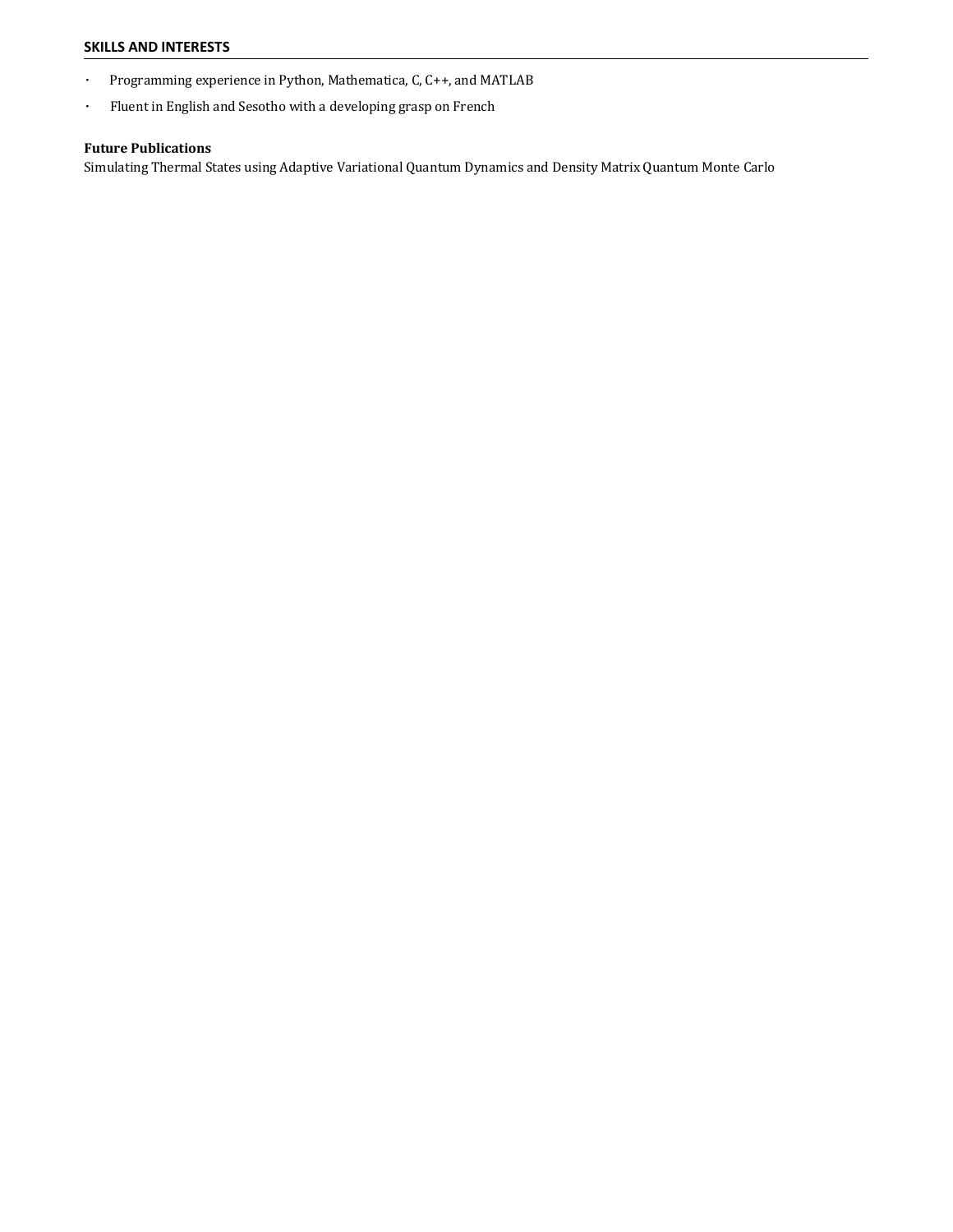## SKILLS AND INTERESTS

- Programming experience in Python, Mathematica, C, C++, and MATLAB
- Fluent in English and Sesotho with a developing grasp on French

**Future Publications**

Simulating Thermal States using Adaptive Variational Quantum Dynamics and Density Matrix Quantum Monte Carlo